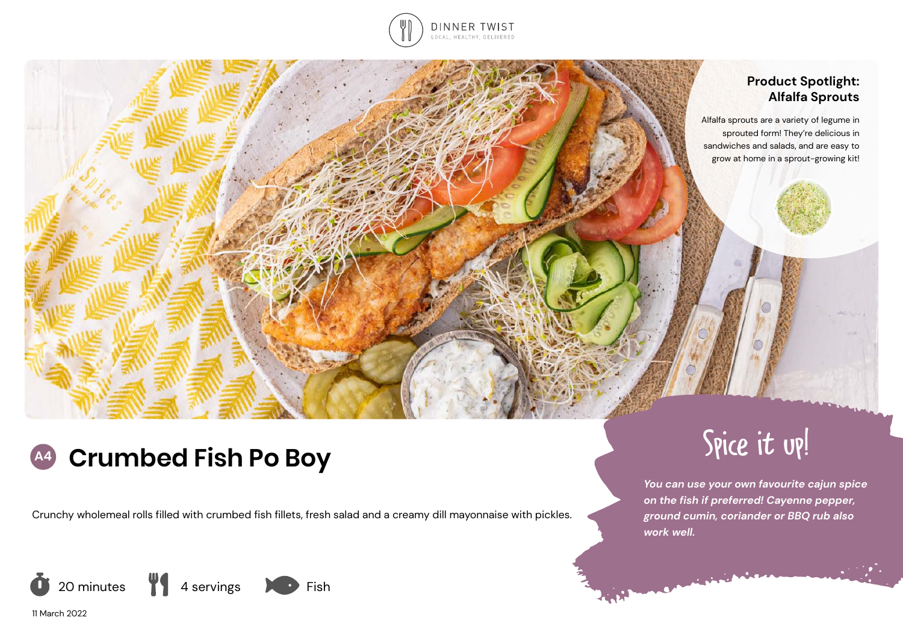DINNER TWIST
LOCAL, HEALTHY, DELIVERED

## Product Spotlight: Alfalfa Sprouts

Alfalfa sprouts are a variety of legume in sprouted form! They're delicious in sandwiches and salads, and are easy to grow at home in a sprout-growing kit!

# A4 Crumbed Fish Po Boy

Crunchy wholemeal rolls filled with crumbed fish fillets, fresh salad and a creamy dill mayonnaise with pickles.

20 minutes | 4 servings | Fish

11 March 2022

## Spice it up!

***You can use your own favourite cajun spice on the fish if preferred! Cayenne pepper, ground cumin, coriander or BBQ rub also work well.***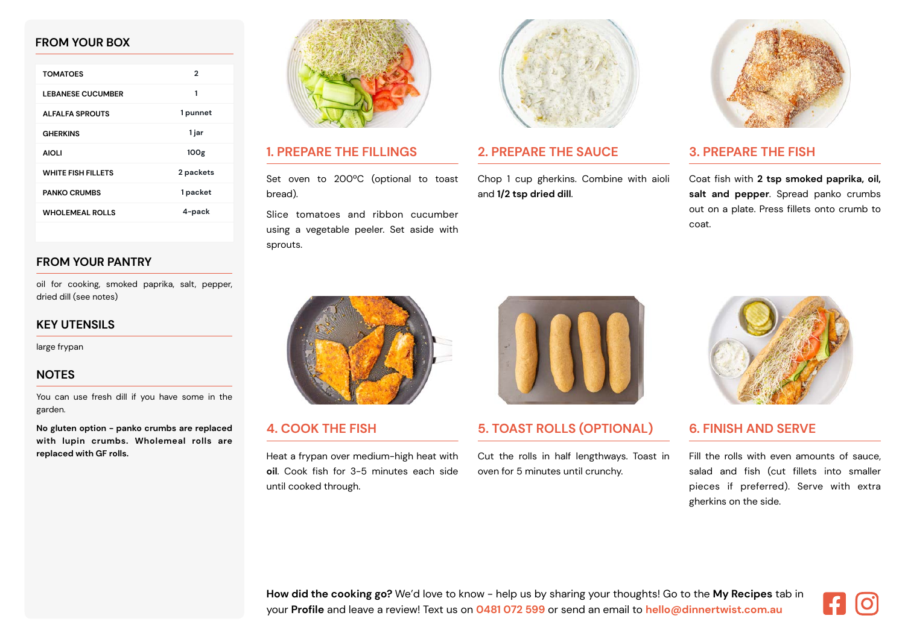## FROM YOUR BOX

| | |
|---|---|
| TOMATOES | 2 |
| LEBANESE CUCUMBER | 1 |
| ALFALFA SPROUTS | 1 punnet |
| GHERKINS | 1 jar |
| AIOLI | 100g |
| WHITE FISH FILLETS | 2 packets |
| PANKO CRUMBS | 1 packet |
| WHOLEMEAL ROLLS | 4-pack |

## FROM YOUR PANTRY

oil for cooking, smoked paprika, salt, pepper, dried dill (see notes)

## KEY UTENSILS

large frypan

## NOTES

You can use fresh dill if you have some in the garden.

**No gluten option - panko crumbs are replaced with lupin crumbs. Wholemeal rolls are replaced with GF rolls.**

## 1. PREPARE THE FILLINGS

Set oven to 200°C (optional to toast bread).

Slice tomatoes and ribbon cucumber using a vegetable peeler. Set aside with sprouts.

## 2. PREPARE THE SAUCE

Chop 1 cup gherkins. Combine with aioli and **1/2 tsp dried dill**.

## 3. PREPARE THE FISH

Coat fish with **2 tsp smoked paprika, oil, salt and pepper**. Spread panko crumbs out on a plate. Press fillets onto crumb to coat.

## 4. COOK THE FISH

Heat a frypan over medium-high heat with **oil**. Cook fish for 3-5 minutes each side until cooked through.

## 5. TOAST ROLLS (OPTIONAL)

Cut the rolls in half lengthways. Toast in oven for 5 minutes until crunchy.

## 6. FINISH AND SERVE

Fill the rolls with even amounts of sauce, salad and fish (cut fillets into smaller pieces if preferred). Serve with extra gherkins on the side.

**How did the cooking go?** We'd love to know - help us by sharing your thoughts! Go to the **My Recipes** tab in your **Profile** and leave a review! Text us on 0481 072 599 or send an email to hello@dinnertwist.com.au